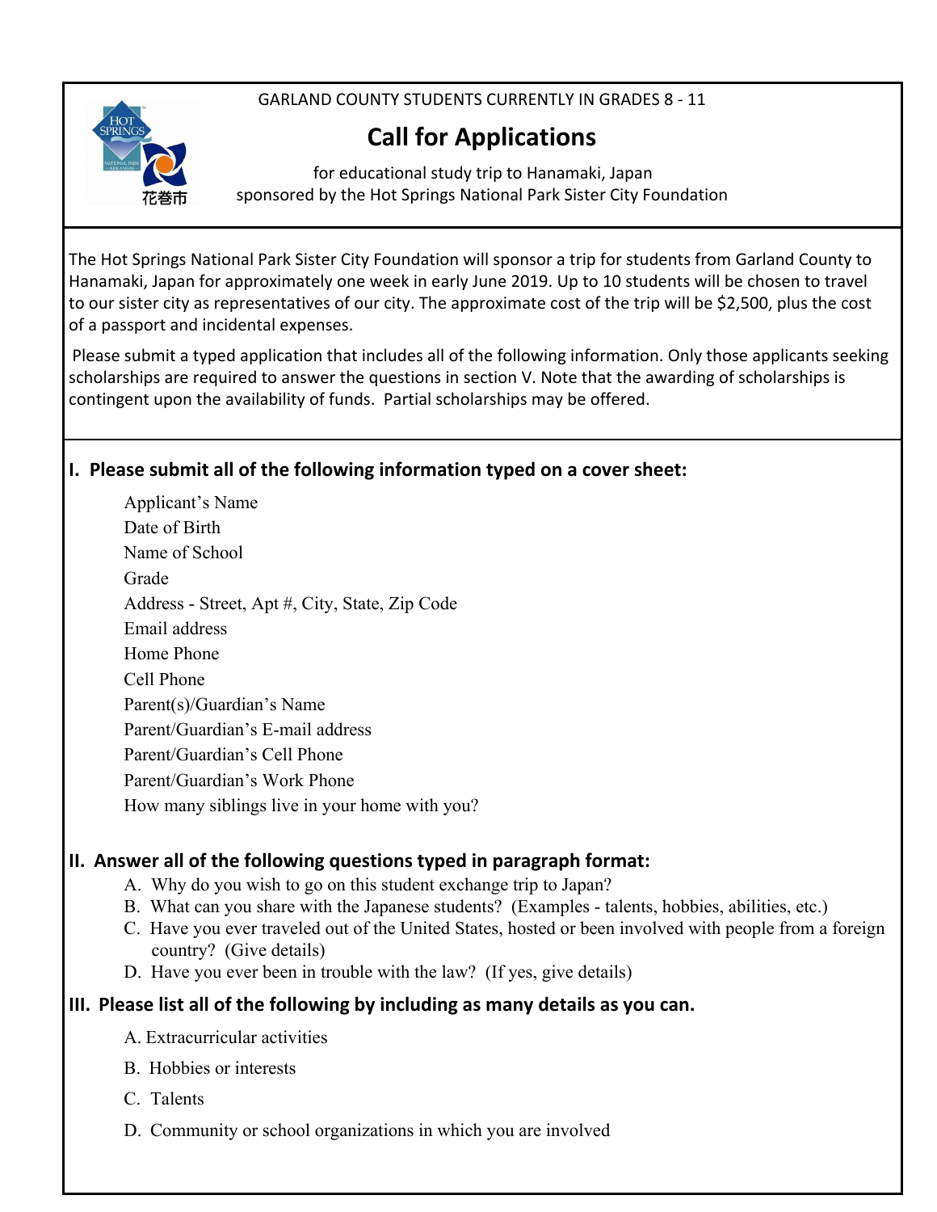GARLAND COUNTY STUDENTS CURRENTLY IN GRADES 8 - 11

# Call for Applications

for educational study trip to Hanamaki, Japan
sponsored by the Hot Springs National Park Sister City Foundation

The Hot Springs National Park Sister City Foundation will sponsor a trip for students from Garland County to Hanamaki, Japan for approximately one week in early June 2019. Up to 10 students will be chosen to travel to our sister city as representatives of our city. The approximate cost of the trip will be $2,500, plus the cost of a passport and incidental expenses.

Please submit a typed application that includes all of the following information. Only those applicants seeking scholarships are required to answer the questions in section V. Note that the awarding of scholarships is contingent upon the availability of funds. Partial scholarships may be offered.

## I. Please submit all of the following information typed on a cover sheet:

Applicant's Name
Date of Birth
Name of School
Grade
Address - Street, Apt #, City, State, Zip Code
Email address
Home Phone
Cell Phone
Parent(s)/Guardian's Name
Parent/Guardian's E-mail address
Parent/Guardian's Cell Phone
Parent/Guardian's Work Phone
How many siblings live in your home with you?

## II. Answer all of the following questions typed in paragraph format:

A. Why do you wish to go on this student exchange trip to Japan?
B. What can you share with the Japanese students? (Examples - talents, hobbies, abilities, etc.)
C. Have you ever traveled out of the United States, hosted or been involved with people from a foreign country? (Give details)
D. Have you ever been in trouble with the law? (If yes, give details)

## III. Please list all of the following by including as many details as you can.

A. Extracurricular activities

B. Hobbies or interests

C. Talents

D. Community or school organizations in which you are involved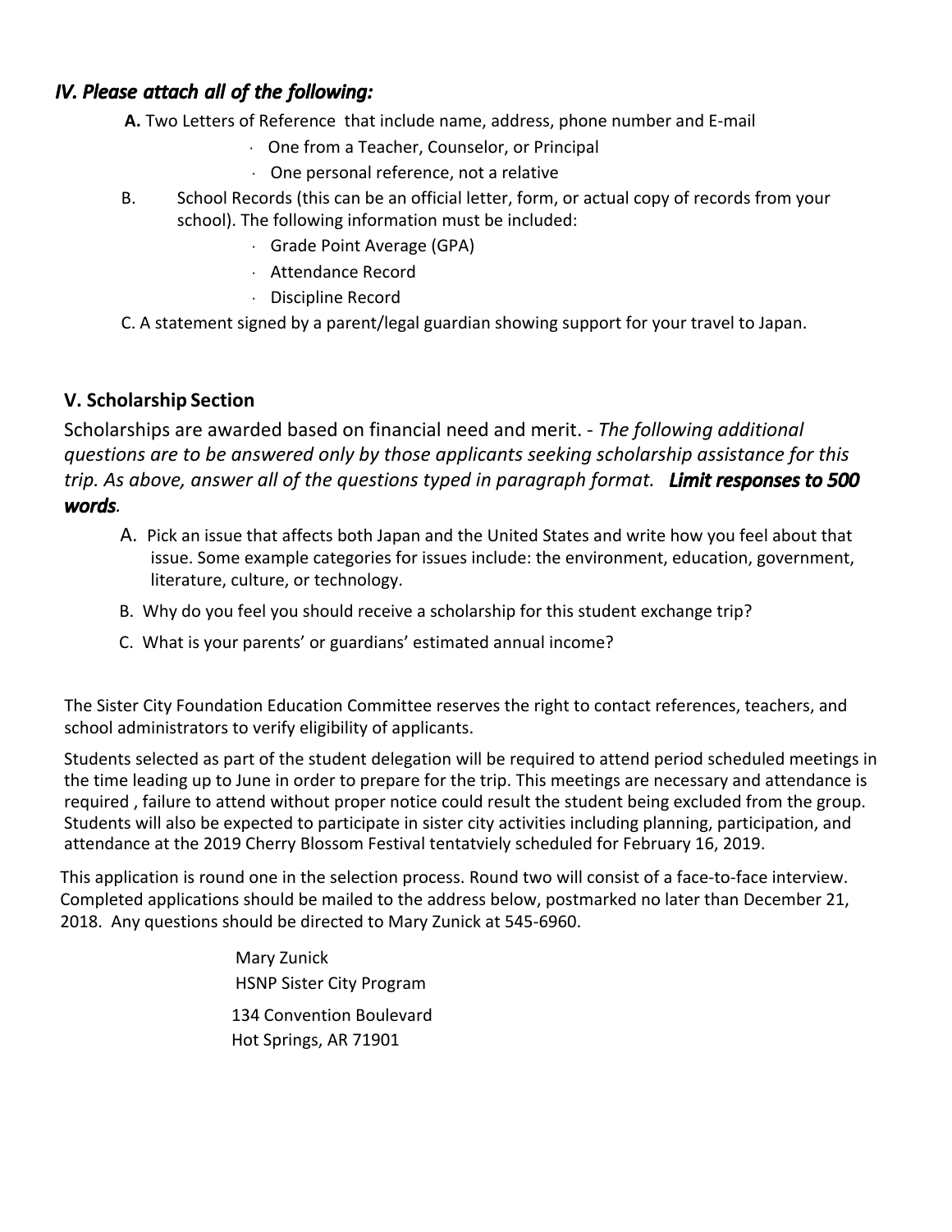## *IV. Please attach all of the following:*

**A.** Two Letters of Reference that include name, address, phone number and E-mail

- One from a Teacher, Counselor, or Principal
- One personal reference, not a relative

B. School Records (this can be an official letter, form, or actual copy of records from your school). The following information must be included:

- Grade Point Average (GPA)
- Attendance Record
- Discipline Record

C. A statement signed by a parent/legal guardian showing support for your travel to Japan.

## V. Scholarship Section

Scholarships are awarded based on financial need and merit. - *The following additional questions are to be answered only by those applicants seeking scholarship assistance for this trip. As above, answer all of the questions typed in paragraph format.* ***Limit responses to 500 words.***

A. Pick an issue that affects both Japan and the United States and write how you feel about that issue. Some example categories for issues include: the environment, education, government, literature, culture, or technology.

B. Why do you feel you should receive a scholarship for this student exchange trip?

C. What is your parents' or guardians' estimated annual income?

The Sister City Foundation Education Committee reserves the right to contact references, teachers, and school administrators to verify eligibility of applicants.

Students selected as part of the student delegation will be required to attend period scheduled meetings in the time leading up to June in order to prepare for the trip. This meetings are necessary and attendance is required , failure to attend without proper notice could result the student being excluded from the group. Students will also be expected to participate in sister city activities including planning, participation, and attendance at the 2019 Cherry Blossom Festival tentatviely scheduled for February 16, 2019.

This application is round one in the selection process. Round two will consist of a face-to-face interview. Completed applications should be mailed to the address below, postmarked no later than December 21, 2018. Any questions should be directed to Mary Zunick at 545-6960.

Mary Zunick
HSNP Sister City Program
134 Convention Boulevard
Hot Springs, AR 71901